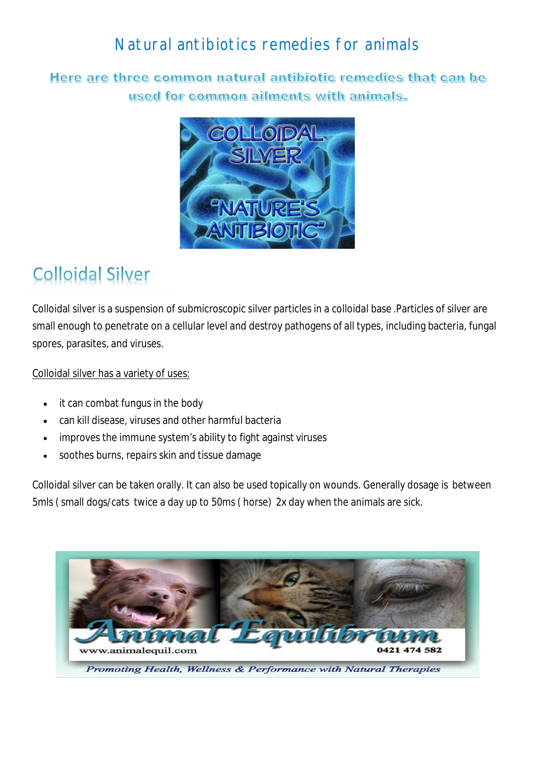# Natural antibiotics remedies for animals

**Here are three common natural antibiotic remedies that can be used for common ailments with animals.**

## Colloidal Silver

Colloidal silver is a suspension of submicroscopic silver particles in a colloidal base .Particles of silver are small enough to penetrate on a cellular level and destroy pathogens of all types, including bacteria, fungal spores, parasites, and viruses.

<u>Colloidal silver has a variety of uses:</u>

- it can combat fungus in the body
- can kill disease, viruses and other harmful bacteria
- improves the immune system's ability to fight against viruses
- soothes burns, repairs skin and tissue damage

Colloidal silver can be taken orally. It can also be used topically on wounds. Generally dosage is between 5mls ( small dogs/cats twice a day up to 50ms ( horse) 2x day when the animals are sick.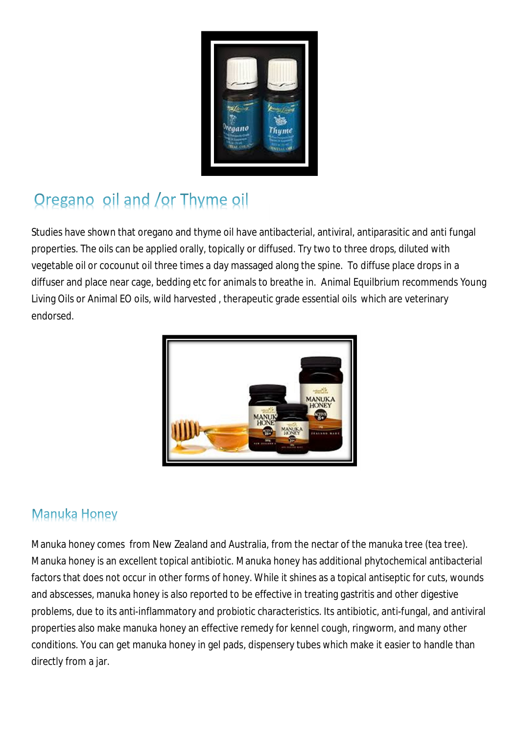## Oregano oil and /or Thyme oil

Studies have shown that oregano and thyme oil have antibacterial, antiviral, antiparasitic and anti fungal properties. The oils can be applied orally, topically or diffused. Try two to three drops, diluted with vegetable oil or cocounut oil three times a day massaged along the spine. To diffuse place drops in a diffuser and place near cage, bedding etc for animals to breathe in. Animal Equilbrium recommends Young Living Oils or Animal EO oils, wild harvested , therapeutic grade essential oils which are veterinary endorsed.

## Manuka Honey

Manuka honey comes from New Zealand and Australia, from the nectar of the manuka tree (tea tree). Manuka honey is an excellent topical antibiotic. Manuka honey has additional phytochemical antibacterial factors that does not occur in other forms of honey. While it shines as a topical antiseptic for cuts, wounds and abscesses, manuka honey is also reported to be effective in treating gastritis and other digestive problems, due to its anti-inflammatory and probiotic characteristics. Its antibiotic, anti-fungal, and antiviral properties also make manuka honey an effective remedy for kennel cough, ringworm, and many other conditions. You can get manuka honey in gel pads, dispensery tubes which make it easier to handle than directly from a jar.